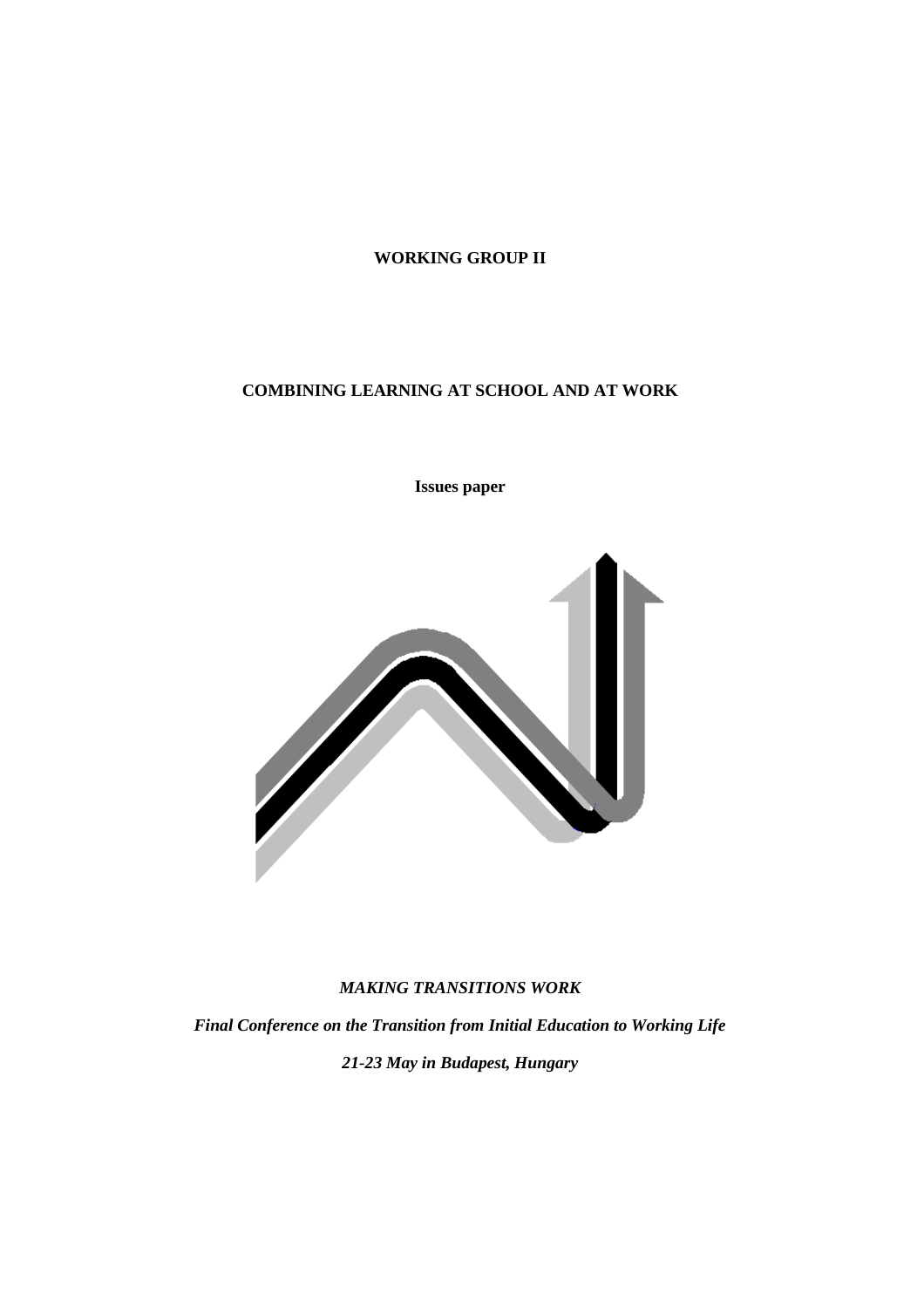**WORKING GROUP II**

# COMBINING LEARNING AT SCHOOL AND AT WORK

**Issues paper**

***MAKING TRANSITIONS WORK***

***Final Conference on the Transition from Initial Education to Working Life***

***21-23 May in Budapest, Hungary***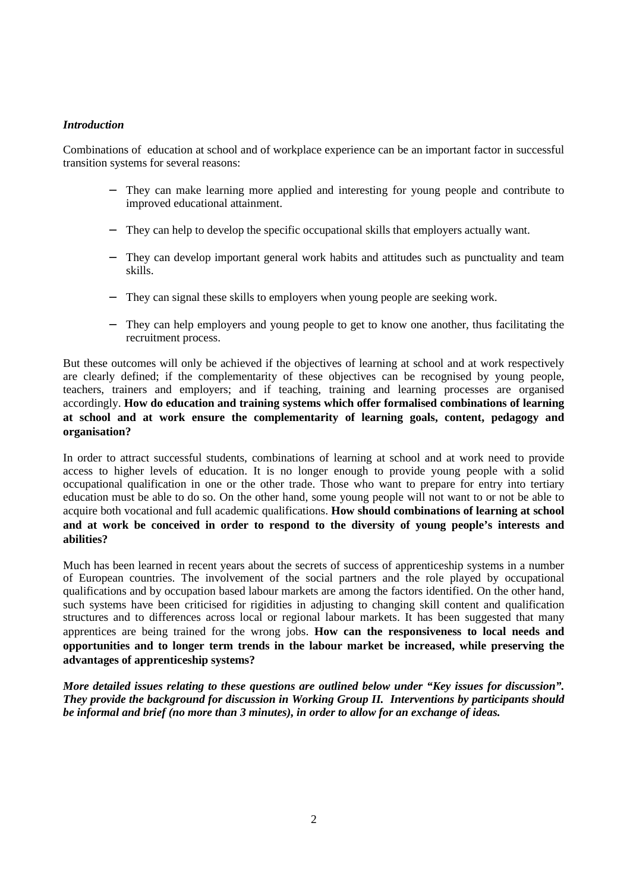***Introduction***

Combinations of education at school and of workplace experience can be an important factor in successful transition systems for several reasons:

- They can make learning more applied and interesting for young people and contribute to improved educational attainment.
- They can help to develop the specific occupational skills that employers actually want.
- They can develop important general work habits and attitudes such as punctuality and team skills.
- They can signal these skills to employers when young people are seeking work.
- They can help employers and young people to get to know one another, thus facilitating the recruitment process.

But these outcomes will only be achieved if the objectives of learning at school and at work respectively are clearly defined; if the complementarity of these objectives can be recognised by young people, teachers, trainers and employers; and if teaching, training and learning processes are organised accordingly. **How do education and training systems which offer formalised combinations of learning at school and at work ensure the complementarity of learning goals, content, pedagogy and organisation?**

In order to attract successful students, combinations of learning at school and at work need to provide access to higher levels of education. It is no longer enough to provide young people with a solid occupational qualification in one or the other trade. Those who want to prepare for entry into tertiary education must be able to do so. On the other hand, some young people will not want to or not be able to acquire both vocational and full academic qualifications. **How should combinations of learning at school and at work be conceived in order to respond to the diversity of young people's interests and abilities?**

Much has been learned in recent years about the secrets of success of apprenticeship systems in a number of European countries. The involvement of the social partners and the role played by occupational qualifications and by occupation based labour markets are among the factors identified. On the other hand, such systems have been criticised for rigidities in adjusting to changing skill content and qualification structures and to differences across local or regional labour markets. It has been suggested that many apprentices are being trained for the wrong jobs. **How can the responsiveness to local needs and opportunities and to longer term trends in the labour market be increased, while preserving the advantages of apprenticeship systems?**

***More detailed issues relating to these questions are outlined below under "Key issues for discussion". They provide the background for discussion in Working Group II. Interventions by participants should be informal and brief (no more than 3 minutes), in order to allow for an exchange of ideas.***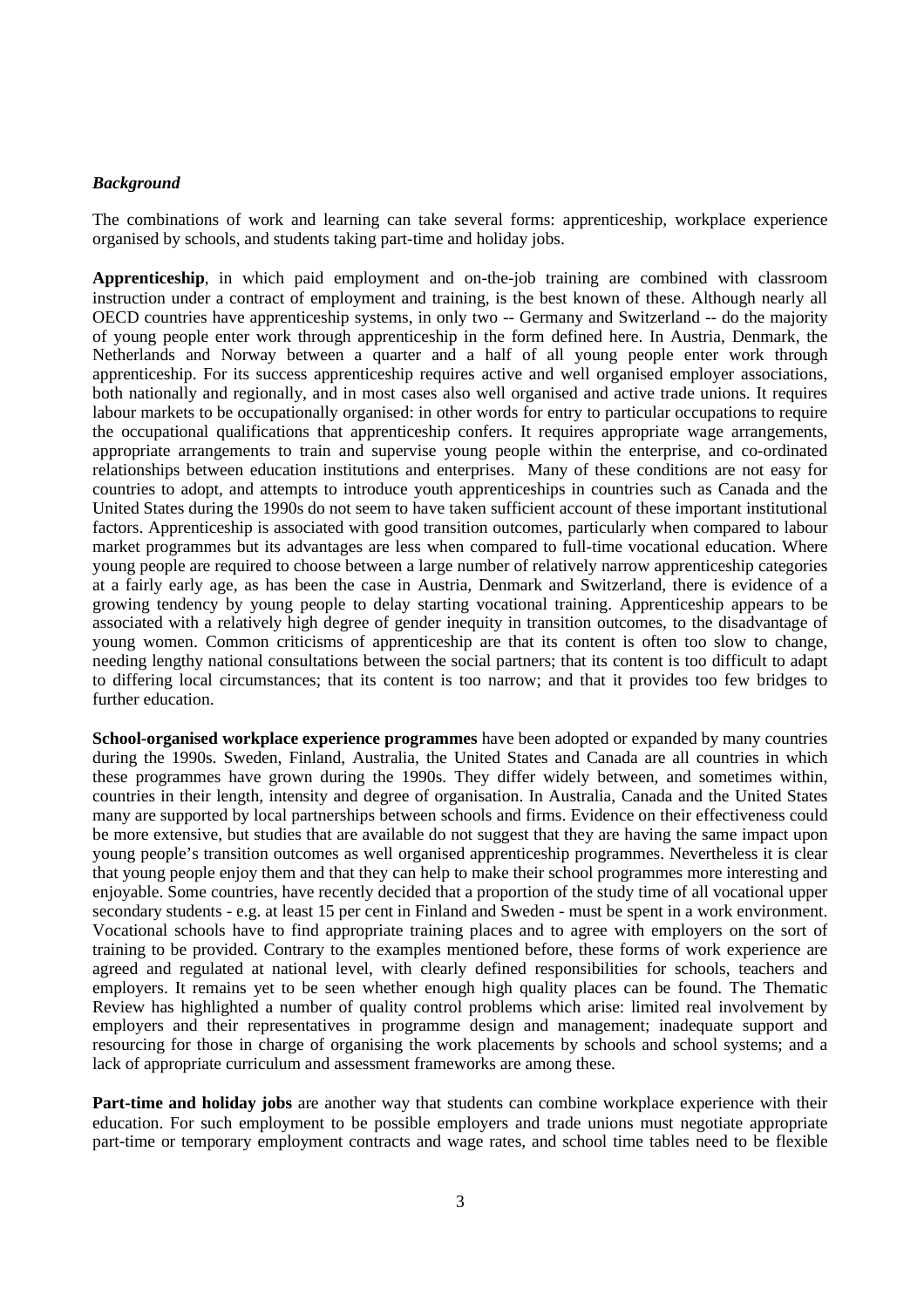### *Background*

The combinations of work and learning can take several forms: apprenticeship, workplace experience organised by schools, and students taking part-time and holiday jobs.

**Apprenticeship**, in which paid employment and on-the-job training are combined with classroom instruction under a contract of employment and training, is the best known of these. Although nearly all OECD countries have apprenticeship systems, in only two -- Germany and Switzerland -- do the majority of young people enter work through apprenticeship in the form defined here. In Austria, Denmark, the Netherlands and Norway between a quarter and a half of all young people enter work through apprenticeship. For its success apprenticeship requires active and well organised employer associations, both nationally and regionally, and in most cases also well organised and active trade unions. It requires labour markets to be occupationally organised: in other words for entry to particular occupations to require the occupational qualifications that apprenticeship confers. It requires appropriate wage arrangements, appropriate arrangements to train and supervise young people within the enterprise, and co-ordinated relationships between education institutions and enterprises. Many of these conditions are not easy for countries to adopt, and attempts to introduce youth apprenticeships in countries such as Canada and the United States during the 1990s do not seem to have taken sufficient account of these important institutional factors. Apprenticeship is associated with good transition outcomes, particularly when compared to labour market programmes but its advantages are less when compared to full-time vocational education. Where young people are required to choose between a large number of relatively narrow apprenticeship categories at a fairly early age, as has been the case in Austria, Denmark and Switzerland, there is evidence of a growing tendency by young people to delay starting vocational training. Apprenticeship appears to be associated with a relatively high degree of gender inequity in transition outcomes, to the disadvantage of young women. Common criticisms of apprenticeship are that its content is often too slow to change, needing lengthy national consultations between the social partners; that its content is too difficult to adapt to differing local circumstances; that its content is too narrow; and that it provides too few bridges to further education.

**School-organised workplace experience programmes** have been adopted or expanded by many countries during the 1990s. Sweden, Finland, Australia, the United States and Canada are all countries in which these programmes have grown during the 1990s. They differ widely between, and sometimes within, countries in their length, intensity and degree of organisation. In Australia, Canada and the United States many are supported by local partnerships between schools and firms. Evidence on their effectiveness could be more extensive, but studies that are available do not suggest that they are having the same impact upon young people's transition outcomes as well organised apprenticeship programmes. Nevertheless it is clear that young people enjoy them and that they can help to make their school programmes more interesting and enjoyable. Some countries, have recently decided that a proportion of the study time of all vocational upper secondary students - e.g. at least 15 per cent in Finland and Sweden - must be spent in a work environment. Vocational schools have to find appropriate training places and to agree with employers on the sort of training to be provided. Contrary to the examples mentioned before, these forms of work experience are agreed and regulated at national level, with clearly defined responsibilities for schools, teachers and employers. It remains yet to be seen whether enough high quality places can be found. The Thematic Review has highlighted a number of quality control problems which arise: limited real involvement by employers and their representatives in programme design and management; inadequate support and resourcing for those in charge of organising the work placements by schools and school systems; and a lack of appropriate curriculum and assessment frameworks are among these.

**Part-time and holiday jobs** are another way that students can combine workplace experience with their education. For such employment to be possible employers and trade unions must negotiate appropriate part-time or temporary employment contracts and wage rates, and school time tables need to be flexible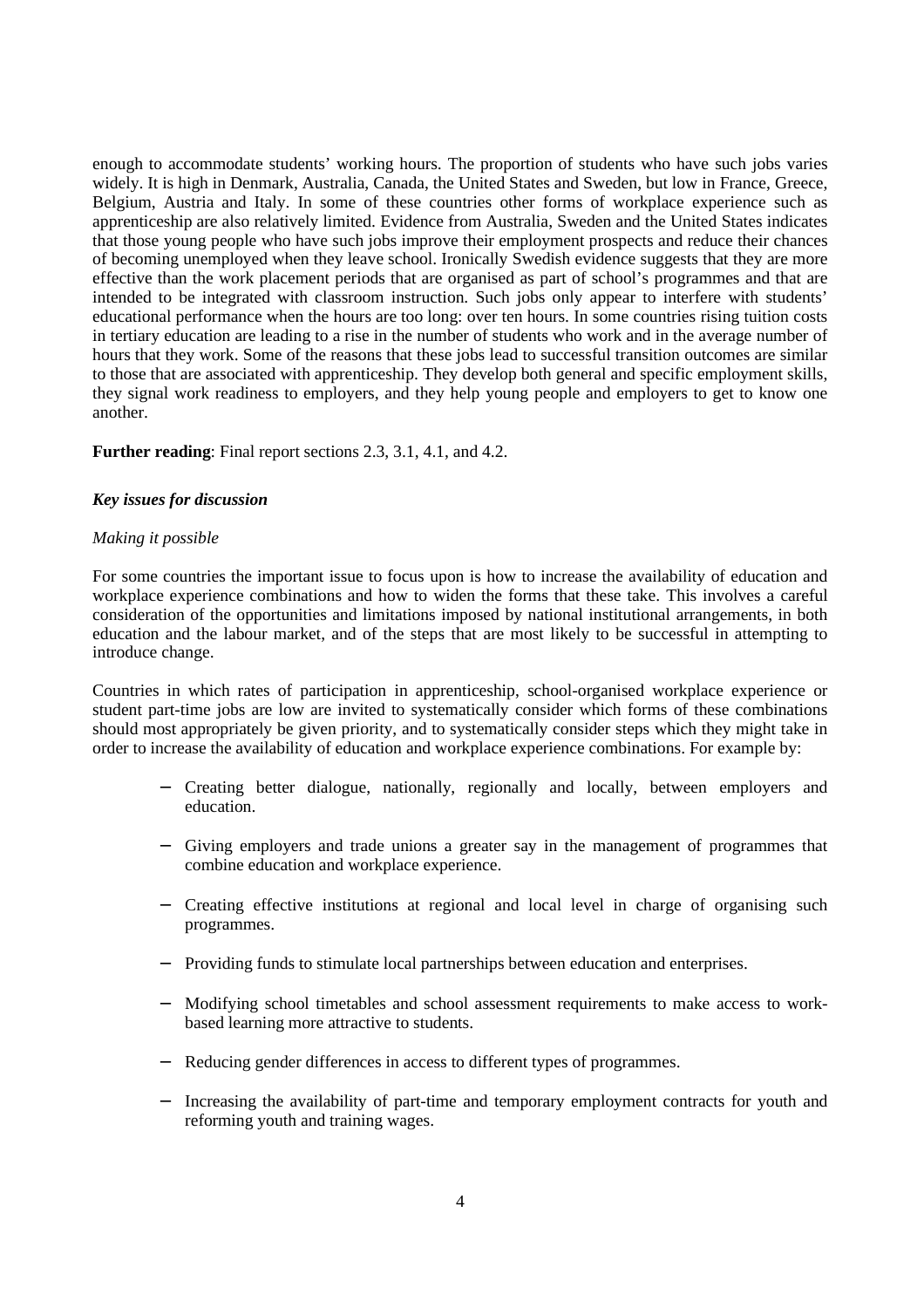enough to accommodate students' working hours. The proportion of students who have such jobs varies widely. It is high in Denmark, Australia, Canada, the United States and Sweden, but low in France, Greece, Belgium, Austria and Italy. In some of these countries other forms of workplace experience such as apprenticeship are also relatively limited. Evidence from Australia, Sweden and the United States indicates that those young people who have such jobs improve their employment prospects and reduce their chances of becoming unemployed when they leave school. Ironically Swedish evidence suggests that they are more effective than the work placement periods that are organised as part of school's programmes and that are intended to be integrated with classroom instruction. Such jobs only appear to interfere with students' educational performance when the hours are too long: over ten hours. In some countries rising tuition costs in tertiary education are leading to a rise in the number of students who work and in the average number of hours that they work. Some of the reasons that these jobs lead to successful transition outcomes are similar to those that are associated with apprenticeship. They develop both general and specific employment skills, they signal work readiness to employers, and they help young people and employers to get to know one another.

**Further reading**: Final report sections 2.3, 3.1, 4.1, and 4.2.

### *Key issues for discussion*

*Making it possible*

For some countries the important issue to focus upon is how to increase the availability of education and workplace experience combinations and how to widen the forms that these take. This involves a careful consideration of the opportunities and limitations imposed by national institutional arrangements, in both education and the labour market, and of the steps that are most likely to be successful in attempting to introduce change.

Countries in which rates of participation in apprenticeship, school-organised workplace experience or student part-time jobs are low are invited to systematically consider which forms of these combinations should most appropriately be given priority, and to systematically consider steps which they might take in order to increase the availability of education and workplace experience combinations. For example by:

- Creating better dialogue, nationally, regionally and locally, between employers and education.
- Giving employers and trade unions a greater say in the management of programmes that combine education and workplace experience.
- Creating effective institutions at regional and local level in charge of organising such programmes.
- Providing funds to stimulate local partnerships between education and enterprises.
- Modifying school timetables and school assessment requirements to make access to work-based learning more attractive to students.
- Reducing gender differences in access to different types of programmes.
- Increasing the availability of part-time and temporary employment contracts for youth and reforming youth and training wages.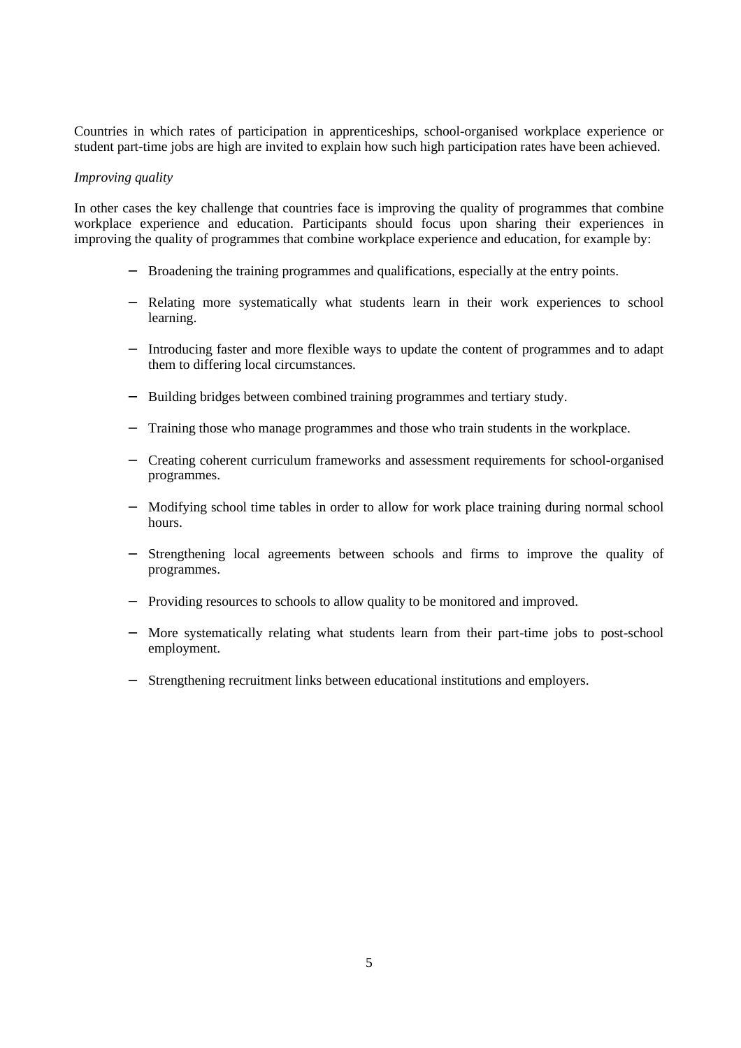Countries in which rates of participation in apprenticeships, school-organised workplace experience or student part-time jobs are high are invited to explain how such high participation rates have been achieved.

*Improving quality*

In other cases the key challenge that countries face is improving the quality of programmes that combine workplace experience and education. Participants should focus upon sharing their experiences in improving the quality of programmes that combine workplace experience and education, for example by:

- Broadening the training programmes and qualifications, especially at the entry points.
- Relating more systematically what students learn in their work experiences to school learning.
- Introducing faster and more flexible ways to update the content of programmes and to adapt them to differing local circumstances.
- Building bridges between combined training programmes and tertiary study.
- Training those who manage programmes and those who train students in the workplace.
- Creating coherent curriculum frameworks and assessment requirements for school-organised programmes.
- Modifying school time tables in order to allow for work place training during normal school hours.
- Strengthening local agreements between schools and firms to improve the quality of programmes.
- Providing resources to schools to allow quality to be monitored and improved.
- More systematically relating what students learn from their part-time jobs to post-school employment.
- Strengthening recruitment links between educational institutions and employers.